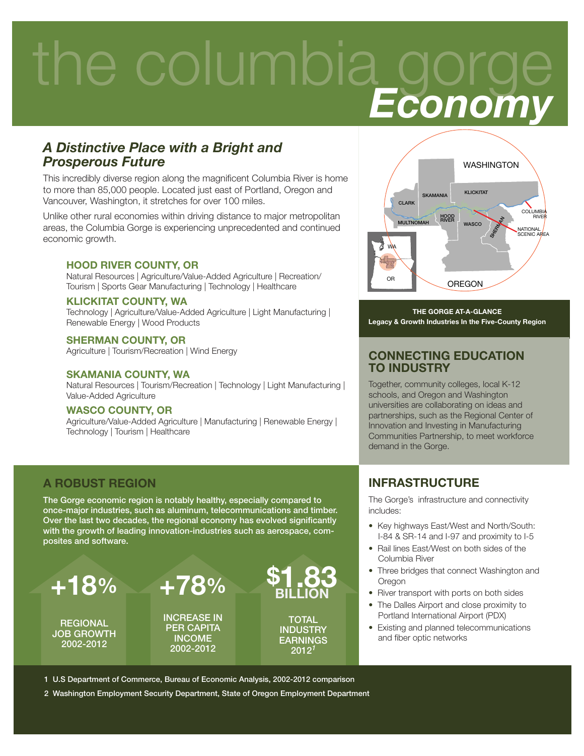# the columbia gorge *Economy*

## *A Distinctive Place with a Bright and Prosperous Future*

This incredibly diverse region along the magnificent Columbia River is home to more than 85,000 people. Located just east of Portland, Oregon and Vancouver, Washington, it stretches for over 100 miles.

Unlike other rural economies within driving distance to major metropolitan areas, the Columbia Gorge is experiencing unprecedented and continued economic growth.

### HOOD RIVER COUNTY, OR

Natural Resources | Agriculture/Value-Added Agriculture | Recreation/Tourism | Sports Gear Manufacturing | Technology | Healthcare

### KLICKITAT COUNTY, WA

Technology | Agriculture/Value-Added Agriculture | Light Manufacturing | Renewable Energy | Wood Products

### SHERMAN COUNTY, OR

Agriculture | Tourism/Recreation | Wind Energy

### SKAMANIA COUNTY, WA

Natural Resources | Tourism/Recreation | Technology | Light Manufacturing | Value-Added Agriculture

### WASCO COUNTY, OR

Agriculture/Value-Added Agriculture | Manufacturing | Renewable Energy | Technology | Tourism | Healthcare

WASHINGTON, SKAMANIA, KLICKITAT, CLARK, MULTNOMAH, HOOD RIVER, WASCO, SHERMAN, COLUMBIA RIVER, NATIONAL SCENIC AREA, WA, OR, OREGON

**THE GORGE AT-A-GLANCE**
**Legacy & Growth Industries In the Five-County Region**

## CONNECTING EDUCATION TO INDUSTRY

Together, community colleges, local K-12 schools, and Oregon and Washington universities are collaborating on ideas and partnerships, such as the Regional Center of Innovation and Investing in Manufacturing Communities Partnership, to meet workforce demand in the Gorge.

## A ROBUST REGION

**The Gorge economic region is notably healthy, especially compared to once-major industries, such as aluminum, telecommunications and timber. Over the last two decades, the regional economy has evolved significantly with the growth of leading innovation-industries such as aerospace, composites and software.**

**+18%** REGIONAL JOB GROWTH 2002-2012

**+78%** INCREASE IN PER CAPITA INCOME 2002-2012

**$1.83 BILLION** TOTAL INDUSTRY EARNINGS 2012[1]

## INFRASTRUCTURE

The Gorge's infrastructure and connectivity includes:

- Key highways East/West and North/South: I-84 & SR-14 and I-97 and proximity to I-5
- Rail lines East/West on both sides of the Columbia River
- Three bridges that connect Washington and Oregon
- River transport with ports on both sides
- The Dalles Airport and close proximity to Portland International Airport (PDX)
- Existing and planned telecommunications and fiber optic networks

1 U.S Department of Commerce, Bureau of Economic Analysis, 2002-2012 comparison

2 Washington Employment Security Department, State of Oregon Employment Department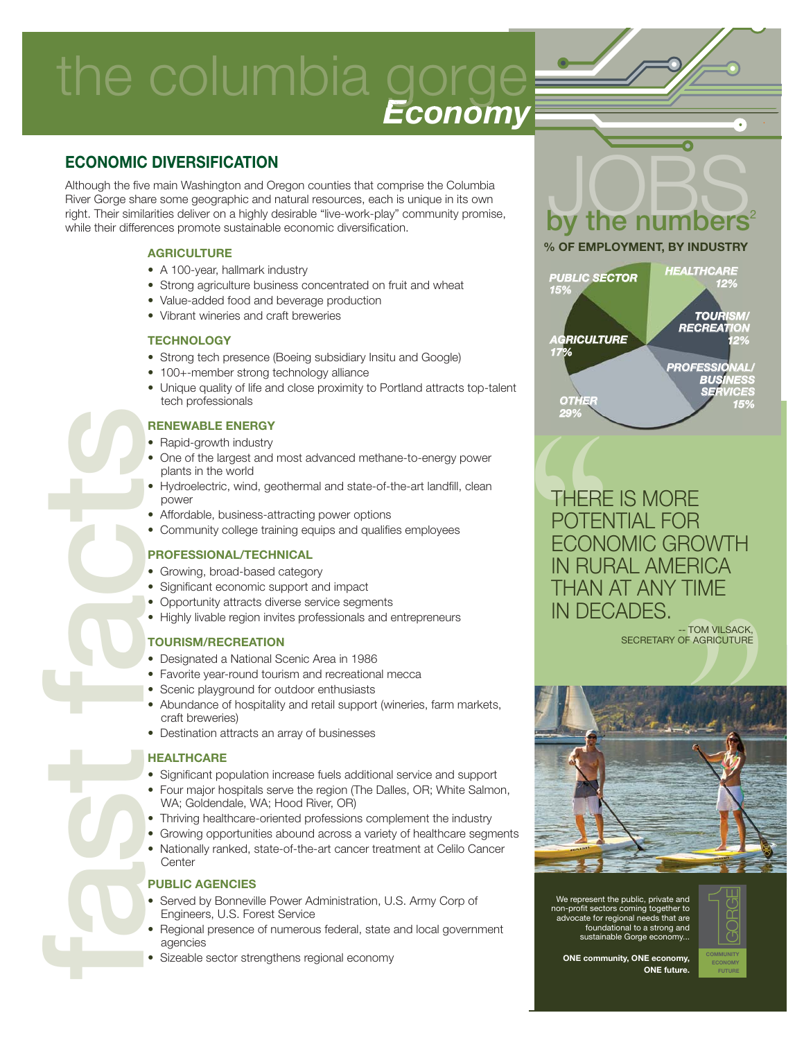# the columbia gorge *Economy*

## ECONOMIC DIVERSIFICATION

Although the five main Washington and Oregon counties that comprise the Columbia River Gorge share some geographic and natural resources, each is unique in its own right. Their similarities deliver on a highly desirable "live-work-play" community promise, while their differences promote sustainable economic diversification.

fast facts

### AGRICULTURE

- A 100-year, hallmark industry
- Strong agriculture business concentrated on fruit and wheat
- Value-added food and beverage production
- Vibrant wineries and craft breweries

### TECHNOLOGY

- Strong tech presence (Boeing subsidiary Insitu and Google)
- 100+-member strong technology alliance
- Unique quality of life and close proximity to Portland attracts top-talent tech professionals

### RENEWABLE ENERGY

- Rapid-growth industry
- One of the largest and most advanced methane-to-energy power plants in the world
- Hydroelectric, wind, geothermal and state-of-the-art landfill, clean power
- Affordable, business-attracting power options
- Community college training equips and qualifies employees

### PROFESSIONAL/TECHNICAL

- Growing, broad-based category
- Significant economic support and impact
- Opportunity attracts diverse service segments
- Highly livable region invites professionals and entrepreneurs

### TOURISM/RECREATION

- Designated a National Scenic Area in 1986
- Favorite year-round tourism and recreational mecca
- Scenic playground for outdoor enthusiasts
- Abundance of hospitality and retail support (wineries, farm markets, craft breweries)
- Destination attracts an array of businesses

### HEALTHCARE

- Significant population increase fuels additional service and support
- Four major hospitals serve the region (The Dalles, OR; White Salmon, WA; Goldendale, WA; Hood River, OR)
- Thriving healthcare-oriented professions complement the industry
- Growing opportunities abound across a variety of healthcare segments
- Nationally ranked, state-of-the-art cancer treatment at Celilo Cancer Center

### PUBLIC AGENCIES

- Served by Bonneville Power Administration, U.S. Army Corp of Engineers, U.S. Forest Service
- Regional presence of numerous federal, state and local government agencies
- Sizeable sector strengthens regional economy

## JOBS by the numbers[2]

**% OF EMPLOYMENT, BY INDUSTRY**

PUBLIC SECTOR 15%
HEALTHCARE 12%
TOURISM/RECREATION 12%
AGRICULTURE 17%
PROFESSIONAL/BUSINESS SERVICES 15%
OTHER 29%

> THERE IS MORE POTENTIAL FOR ECONOMIC GROWTH IN RURAL AMERICA THAN AT ANY TIME IN DECADES.
>
> -- TOM VILSACK, SECRETARY OF AGRICUTURE

We represent the public, private and non-profit sectors coming together to advocate for regional needs that are foundational to a strong and sustainable Gorge economy...

**ONE community, ONE economy, ONE future.**

1 GORGE — COMMUNITY ECONOMY FUTURE